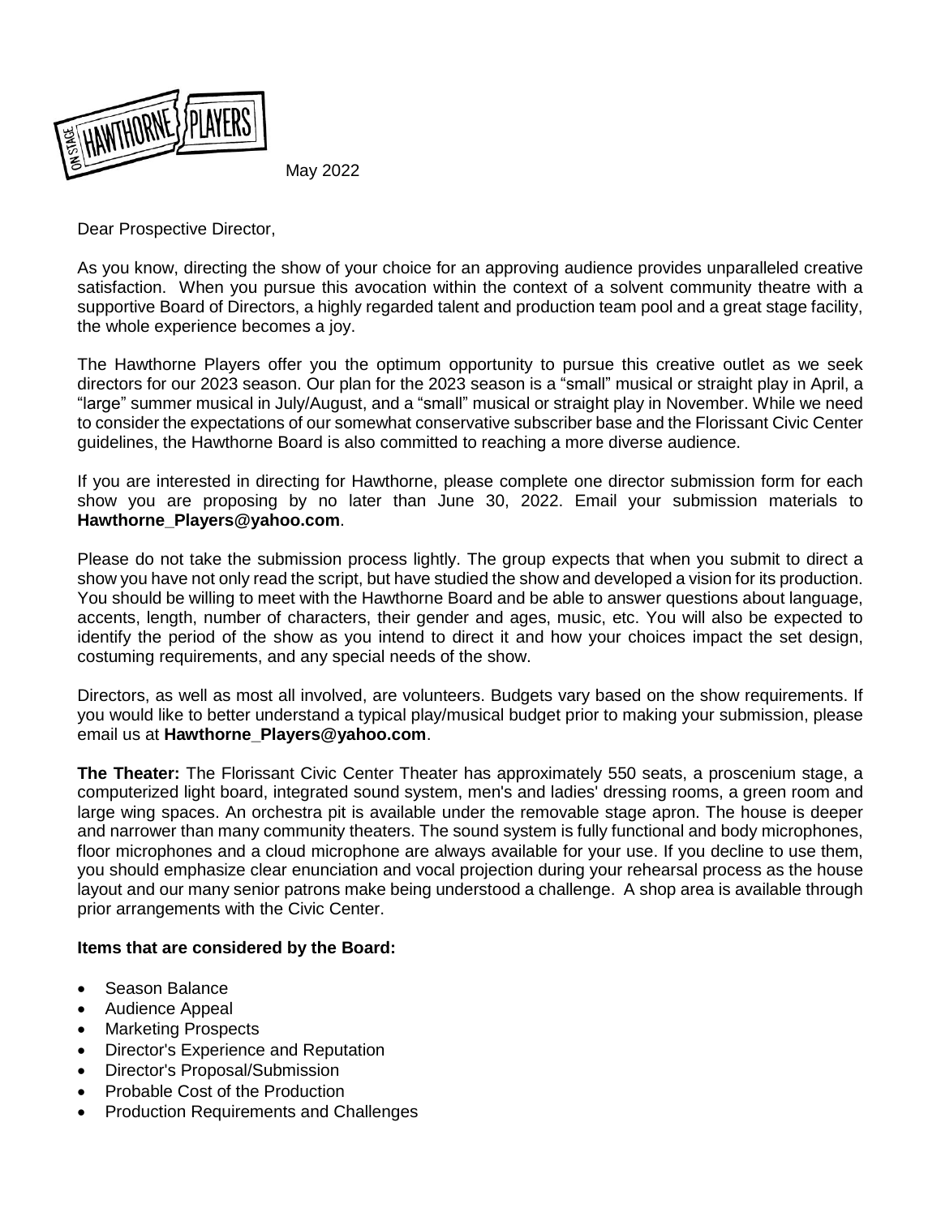May 2022

Dear Prospective Director,

As you know, directing the show of your choice for an approving audience provides unparalleled creative satisfaction. When you pursue this avocation within the context of a solvent community theatre with a supportive Board of Directors, a highly regarded talent and production team pool and a great stage facility, the whole experience becomes a joy.

The Hawthorne Players offer you the optimum opportunity to pursue this creative outlet as we seek directors for our 2023 season. Our plan for the 2023 season is a "small" musical or straight play in April, a "large" summer musical in July/August, and a "small" musical or straight play in November. While we need to consider the expectations of our somewhat conservative subscriber base and the Florissant Civic Center guidelines, the Hawthorne Board is also committed to reaching a more diverse audience.

If you are interested in directing for Hawthorne, please complete one director submission form for each show you are proposing by no later than June 30, 2022. Email your submission materials to **Hawthorne_Players@yahoo.com**.

Please do not take the submission process lightly. The group expects that when you submit to direct a show you have not only read the script, but have studied the show and developed a vision for its production. You should be willing to meet with the Hawthorne Board and be able to answer questions about language, accents, length, number of characters, their gender and ages, music, etc. You will also be expected to identify the period of the show as you intend to direct it and how your choices impact the set design, costuming requirements, and any special needs of the show.

Directors, as well as most all involved, are volunteers. Budgets vary based on the show requirements. If you would like to better understand a typical play/musical budget prior to making your submission, please email us at **Hawthorne_Players@yahoo.com**.

**The Theater:** The Florissant Civic Center Theater has approximately 550 seats, a proscenium stage, a computerized light board, integrated sound system, men's and ladies' dressing rooms, a green room and large wing spaces. An orchestra pit is available under the removable stage apron. The house is deeper and narrower than many community theaters. The sound system is fully functional and body microphones, floor microphones and a cloud microphone are always available for your use. If you decline to use them, you should emphasize clear enunciation and vocal projection during your rehearsal process as the house layout and our many senior patrons make being understood a challenge. A shop area is available through prior arrangements with the Civic Center.

**Items that are considered by the Board:**

- Season Balance
- Audience Appeal
- Marketing Prospects
- Director's Experience and Reputation
- Director's Proposal/Submission
- Probable Cost of the Production
- Production Requirements and Challenges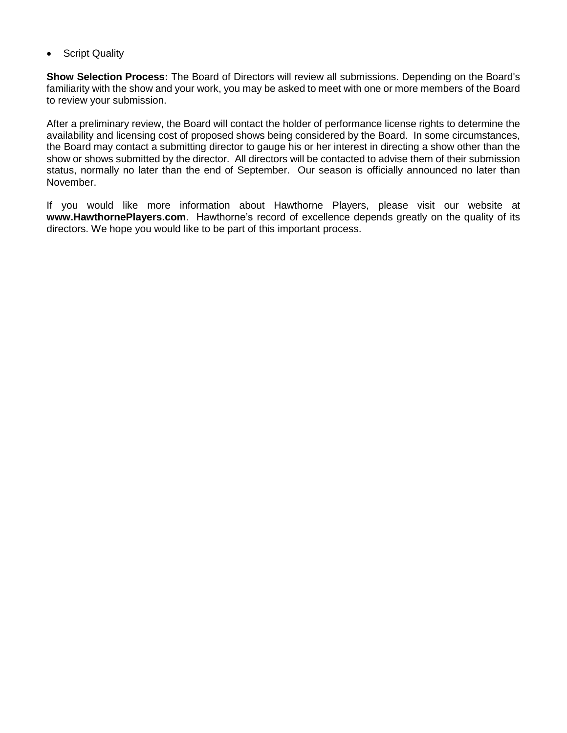- Script Quality

**Show Selection Process:** The Board of Directors will review all submissions. Depending on the Board's familiarity with the show and your work, you may be asked to meet with one or more members of the Board to review your submission.

After a preliminary review, the Board will contact the holder of performance license rights to determine the availability and licensing cost of proposed shows being considered by the Board. In some circumstances, the Board may contact a submitting director to gauge his or her interest in directing a show other than the show or shows submitted by the director. All directors will be contacted to advise them of their submission status, normally no later than the end of September. Our season is officially announced no later than November.

If you would like more information about Hawthorne Players, please visit our website at **www.HawthornePlayers.com**. Hawthorne's record of excellence depends greatly on the quality of its directors. We hope you would like to be part of this important process.